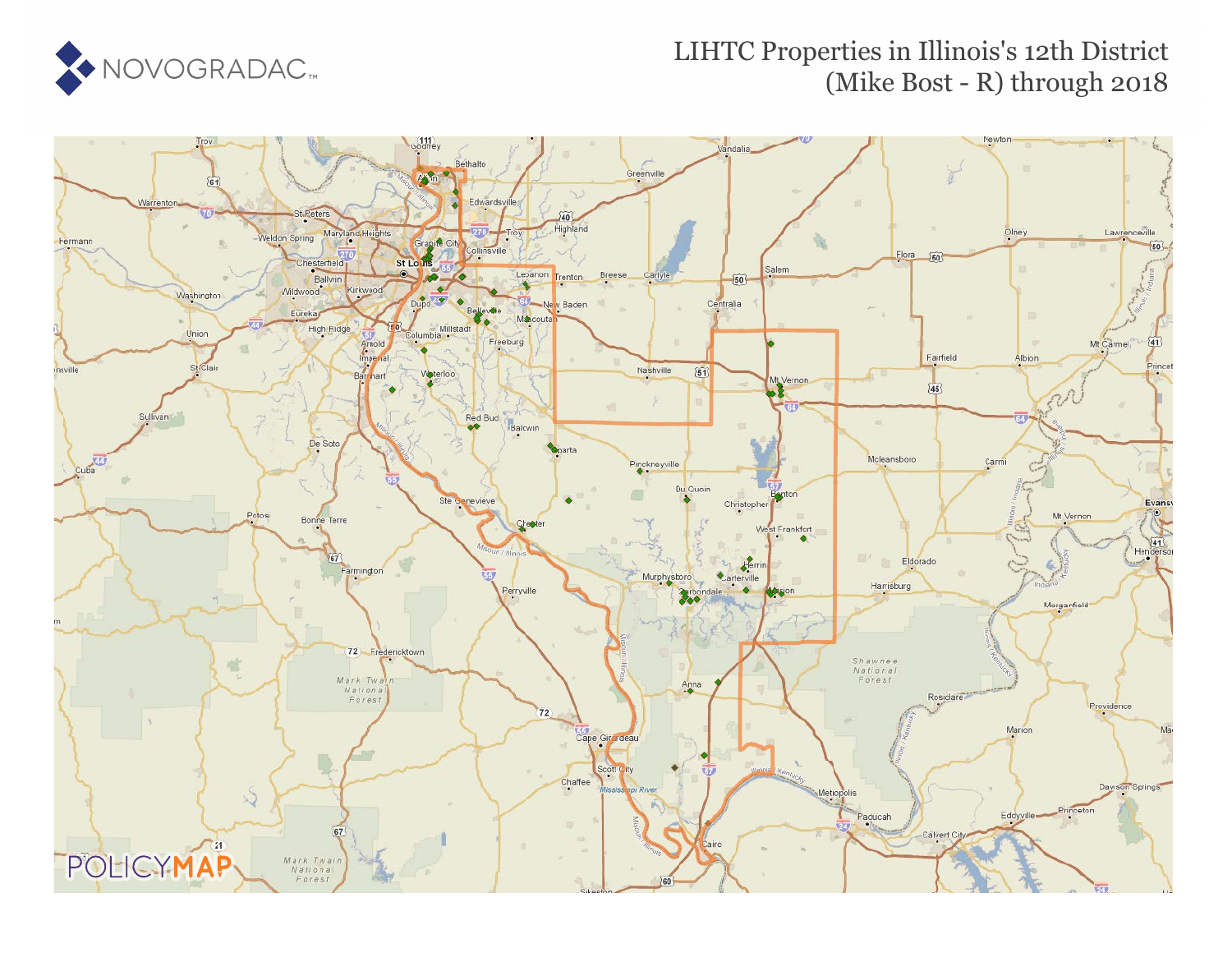# LIHTC Properties in Illinois's 12th District (Mike Bost - R) through 2018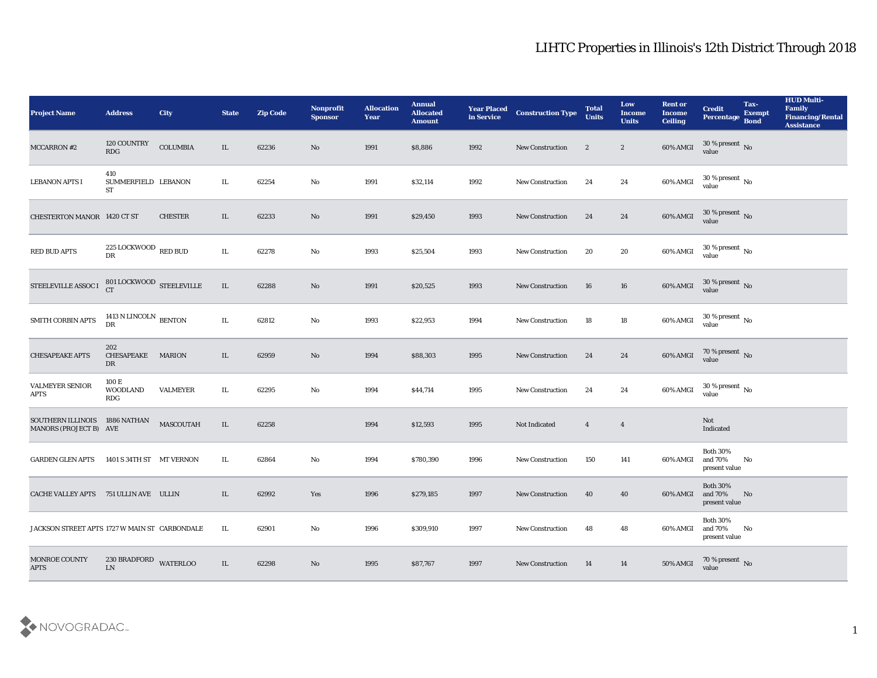# LIHTC Properties in Illinois's 12th District Through 2018

| Project Name | Address | City | State | Zip Code | Nonprofit Sponsor | Allocation Year | Annual Allocated Amount | Year Placed in Service | Construction Type | Total Units | Low Income Units | Rent or Income Ceiling | Credit Percentage | Tax-Exempt Bond | HUD Multi-Family Financing/Rental Assistance |
|---|---|---|---|---|---|---|---|---|---|---|---|---|---|---|---|
| MCCARRON #2 | 120 COUNTRY RDG | COLUMBIA | IL | 62236 | No | 1991 | $8,886 | 1992 | New Construction | 2 | 2 | 60% AMGI | 30 % present value | No | |
| LEBANON APTS I | 410 SUMMERFIELD ST | LEBANON | IL | 62254 | No | 1991 | $32,114 | 1992 | New Construction | 24 | 24 | 60% AMGI | 30 % present value | No | |
| CHESTERTON MANOR | 1420 CT ST | CHESTER | IL | 62233 | No | 1991 | $29,450 | 1993 | New Construction | 24 | 24 | 60% AMGI | 30 % present value | No | |
| RED BUD APTS | 225 LOCKWOOD DR | RED BUD | IL | 62278 | No | 1993 | $25,504 | 1993 | New Construction | 20 | 20 | 60% AMGI | 30 % present value | No | |
| STEELEVILLE ASSOC I | 801 LOCKWOOD CT | STEELEVILLE | IL | 62288 | No | 1991 | $20,525 | 1993 | New Construction | 16 | 16 | 60% AMGI | 30 % present value | No | |
| SMITH CORBIN APTS | 1413 N LINCOLN DR | BENTON | IL | 62812 | No | 1993 | $22,953 | 1994 | New Construction | 18 | 18 | 60% AMGI | 30 % present value | No | |
| CHESAPEAKE APTS | 202 CHESAPEAKE DR | MARION | IL | 62959 | No | 1994 | $88,303 | 1995 | New Construction | 24 | 24 | 60% AMGI | 70 % present value | No | |
| VALMEYER SENIOR APTS | 100 E WOODLAND RDG | VALMEYER | IL | 62295 | No | 1994 | $44,714 | 1995 | New Construction | 24 | 24 | 60% AMGI | 30 % present value | No | |
| SOUTHERN ILLINOIS MANORS (PROJECT B) | 1886 NATHAN AVE | MASCOUTAH | IL | 62258 | | 1994 | $12,593 | 1995 | Not Indicated | 4 | 4 | | Not Indicated | | |
| GARDEN GLEN APTS | 1401 S 34TH ST | MT VERNON | IL | 62864 | No | 1994 | $780,390 | 1996 | New Construction | 150 | 141 | 60% AMGI | Both 30% and 70% present value | No | |
| CACHE VALLEY APTS | 751 ULLIN AVE | ULLIN | IL | 62992 | Yes | 1996 | $279,185 | 1997 | New Construction | 40 | 40 | 60% AMGI | Both 30% and 70% present value | No | |
| JACKSON STREET APTS | 1727 W MAIN ST | CARBONDALE | IL | 62901 | No | 1996 | $309,910 | 1997 | New Construction | 48 | 48 | 60% AMGI | Both 30% and 70% present value | No | |
| MONROE COUNTY APTS | 230 BRADFORD LN | WATERLOO | IL | 62298 | No | 1995 | $87,767 | 1997 | New Construction | 14 | 14 | 50% AMGI | 70 % present value | No | |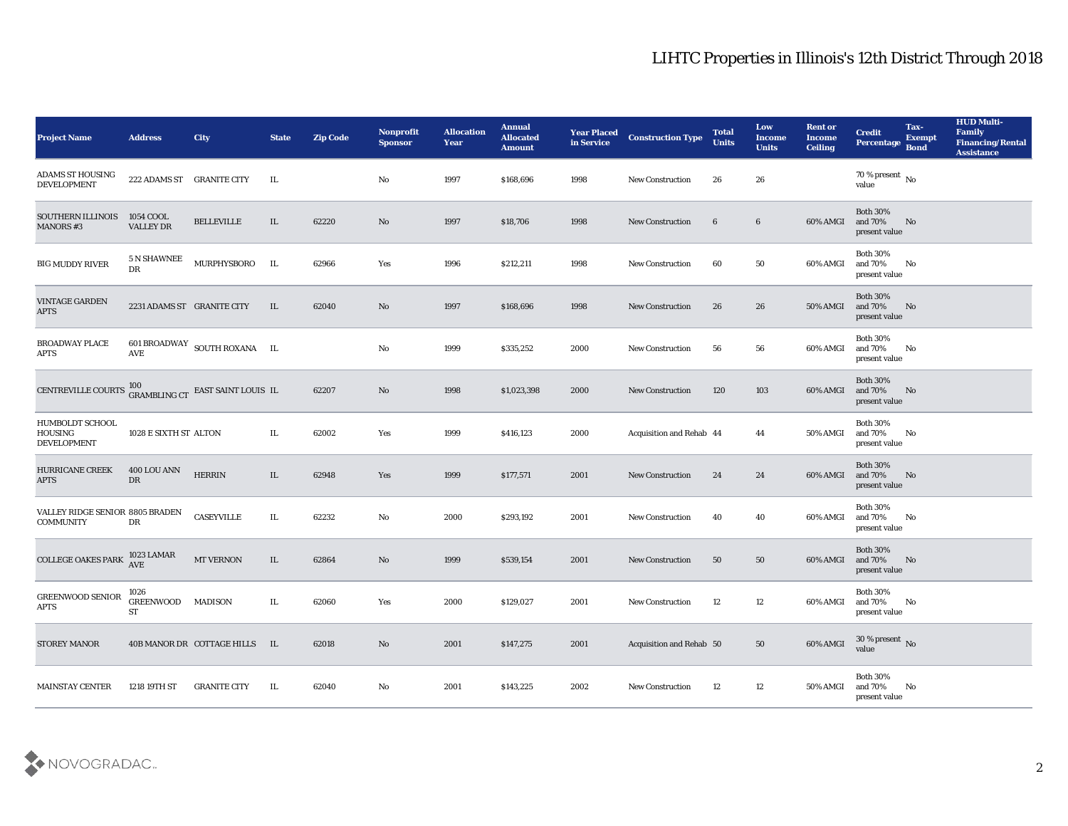# LIHTC Properties in Illinois's 12th District Through 2018

| Project Name | Address | City | State | Zip Code | Nonprofit Sponsor | Allocation Year | Annual Allocated Amount | Year Placed in Service | Construction Type | Total Units | Low Income Units | Rent or Income Ceiling | Credit Percentage | Tax-Exempt Bond | HUD Multi-Family Financing/Rental Assistance |
|---|---|---|---|---|---|---|---|---|---|---|---|---|---|---|---|
| ADAMS ST HOUSING DEVELOPMENT | 222 ADAMS ST | GRANITE CITY | IL | | No | 1997 | $168,696 | 1998 | New Construction | 26 | 26 | | 70 % present value | No | |
| SOUTHERN ILLINOIS MANORS #3 | 1054 COOL VALLEY DR | BELLEVILLE | IL | 62220 | No | 1997 | $18,706 | 1998 | New Construction | 6 | 6 | 60% AMGI | Both 30% and 70% present value | No | |
| BIG MUDDY RIVER | 5 N SHAWNEE DR | MURPHYSBORO | IL | 62966 | Yes | 1996 | $212,211 | 1998 | New Construction | 60 | 50 | 60% AMGI | Both 30% and 70% present value | No | |
| VINTAGE GARDEN APTS | 2231 ADAMS ST | GRANITE CITY | IL | 62040 | No | 1997 | $168,696 | 1998 | New Construction | 26 | 26 | 50% AMGI | Both 30% and 70% present value | No | |
| BROADWAY PLACE APTS | 601 BROADWAY AVE | SOUTH ROXANA | IL | | No | 1999 | $335,252 | 2000 | New Construction | 56 | 56 | 60% AMGI | Both 30% and 70% present value | No | |
| CENTREVILLE COURTS | 100 GRAMBLING CT | EAST SAINT LOUIS | IL | 62207 | No | 1998 | $1,023,398 | 2000 | New Construction | 120 | 103 | 60% AMGI | Both 30% and 70% present value | No | |
| HUMBOLDT SCHOOL HOUSING DEVELOPMENT | 1028 E SIXTH ST | ALTON | IL | 62002 | Yes | 1999 | $416,123 | 2000 | Acquisition and Rehab | 44 | 44 | 50% AMGI | Both 30% and 70% present value | No | |
| HURRICANE CREEK APTS | 400 LOU ANN DR | HERRIN | IL | 62948 | Yes | 1999 | $177,571 | 2001 | New Construction | 24 | 24 | 60% AMGI | Both 30% and 70% present value | No | |
| VALLEY RIDGE SENIOR COMMUNITY | 8805 BRADEN DR | CASEYVILLE | IL | 62232 | No | 2000 | $293,192 | 2001 | New Construction | 40 | 40 | 60% AMGI | Both 30% and 70% present value | No | |
| COLLEGE OAKES PARK | 1023 LAMAR AVE | MT VERNON | IL | 62864 | No | 1999 | $539,154 | 2001 | New Construction | 50 | 50 | 60% AMGI | Both 30% and 70% present value | No | |
| GREENWOOD SENIOR APTS | 1026 GREENWOOD ST | MADISON | IL | 62060 | Yes | 2000 | $129,027 | 2001 | New Construction | 12 | 12 | 60% AMGI | Both 30% and 70% present value | No | |
| STOREY MANOR | 40B MANOR DR | COTTAGE HILLS | IL | 62018 | No | 2001 | $147,275 | 2001 | Acquisition and Rehab | 50 | 50 | 60% AMGI | 30 % present value | No | |
| MAINSTAY CENTER | 1218 19TH ST | GRANITE CITY | IL | 62040 | No | 2001 | $143,225 | 2002 | New Construction | 12 | 12 | 50% AMGI | Both 30% and 70% present value | No | |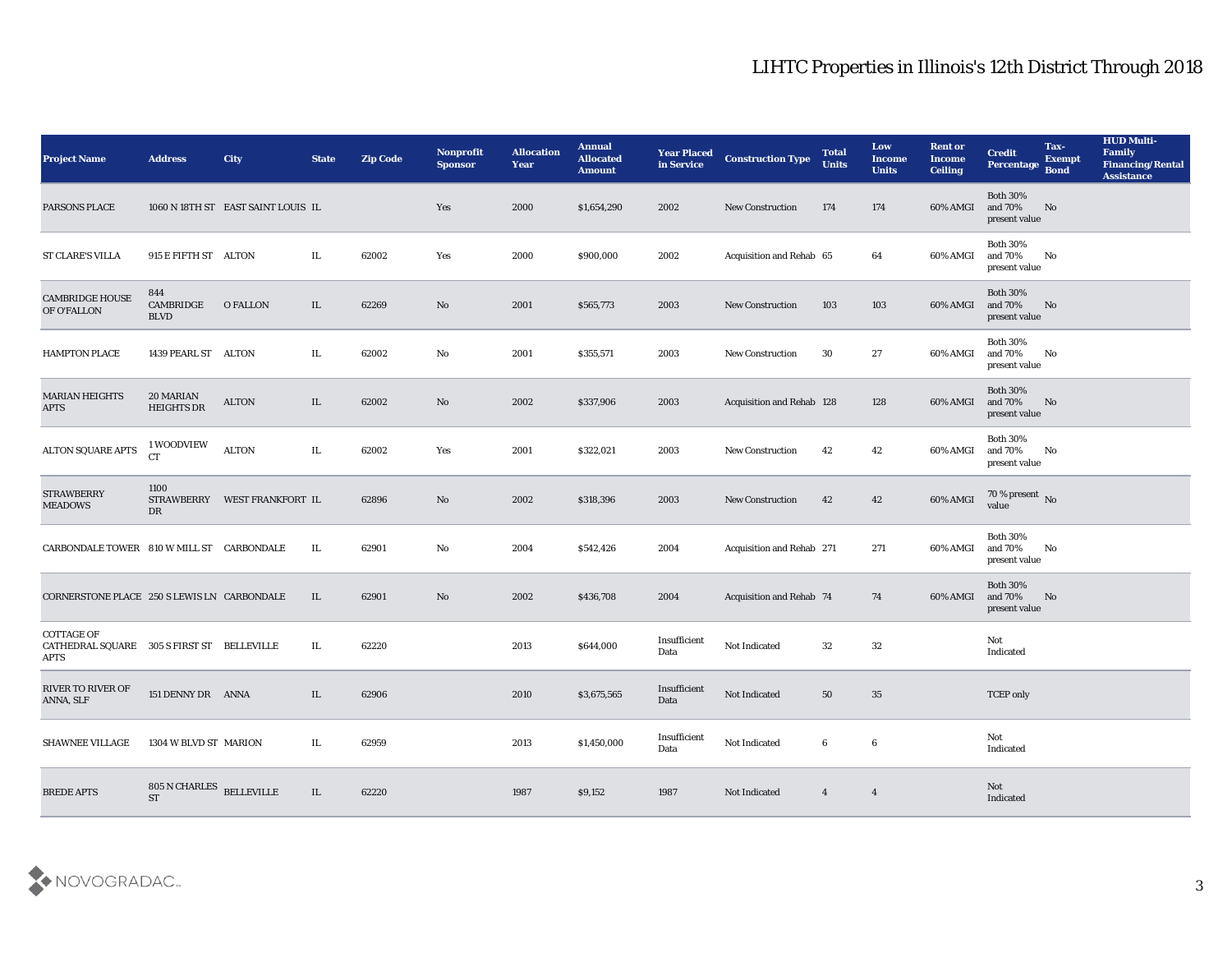# LIHTC Properties in Illinois's 12th District Through 2018

| Project Name | Address | City | State | Zip Code | Nonprofit Sponsor | Allocation Year | Annual Allocated Amount | Year Placed in Service | Construction Type | Total Units | Low Income Units | Rent or Income Ceiling | Credit Percentage | Tax-Exempt Bond | HUD Multi-Family Financing/Rental Assistance |
|---|---|---|---|---|---|---|---|---|---|---|---|---|---|---|---|
| PARSONS PLACE | 1060 N 18TH ST | EAST SAINT LOUIS | IL | | Yes | 2000 | $1,654,290 | 2002 | New Construction | 174 | 174 | 60% AMGI | Both 30% and 70% present value | No | |
| ST CLARE'S VILLA | 915 E FIFTH ST | ALTON | IL | 62002 | Yes | 2000 | $900,000 | 2002 | Acquisition and Rehab | 65 | 64 | 60% AMGI | Both 30% and 70% present value | No | |
| CAMBRIDGE HOUSE OF O'FALLON | 844 CAMBRIDGE BLVD | O FALLON | IL | 62269 | No | 2001 | $565,773 | 2003 | New Construction | 103 | 103 | 60% AMGI | Both 30% and 70% present value | No | |
| HAMPTON PLACE | 1439 PEARL ST | ALTON | IL | 62002 | No | 2001 | $355,571 | 2003 | New Construction | 30 | 27 | 60% AMGI | Both 30% and 70% present value | No | |
| MARIAN HEIGHTS APTS | 20 MARIAN HEIGHTS DR | ALTON | IL | 62002 | No | 2002 | $337,906 | 2003 | Acquisition and Rehab | 128 | 128 | 60% AMGI | Both 30% and 70% present value | No | |
| ALTON SQUARE APTS | 1 WOODVIEW CT | ALTON | IL | 62002 | Yes | 2001 | $322,021 | 2003 | New Construction | 42 | 42 | 60% AMGI | Both 30% and 70% present value | No | |
| STRAWBERRY MEADOWS | 1100 STRAWBERRY DR | WEST FRANKFORT | IL | 62896 | No | 2002 | $318,396 | 2003 | New Construction | 42 | 42 | 60% AMGI | 70 % present value | No | |
| CARBONDALE TOWER | 810 W MILL ST | CARBONDALE | IL | 62901 | No | 2004 | $542,426 | 2004 | Acquisition and Rehab | 271 | 271 | 60% AMGI | Both 30% and 70% present value | No | |
| CORNERSTONE PLACE | 250 S LEWIS LN | CARBONDALE | IL | 62901 | No | 2002 | $436,708 | 2004 | Acquisition and Rehab | 74 | 74 | 60% AMGI | Both 30% and 70% present value | No | |
| COTTAGE OF CATHEDRAL SQUARE APTS | 305 S FIRST ST | BELLEVILLE | IL | 62220 | | 2013 | $644,000 | Insufficient Data | Not Indicated | 32 | 32 | | Not Indicated | | |
| RIVER TO RIVER OF ANNA, SLF | 151 DENNY DR | ANNA | IL | 62906 | | 2010 | $3,675,565 | Insufficient Data | Not Indicated | 50 | 35 | | TCEP only | | |
| SHAWNEE VILLAGE | 1304 W BLVD ST | MARION | IL | 62959 | | 2013 | $1,450,000 | Insufficient Data | Not Indicated | 6 | 6 | | Not Indicated | | |
| BREDE APTS | 805 N CHARLES ST | BELLEVILLE | IL | 62220 | | 1987 | $9,152 | 1987 | Not Indicated | 4 | 4 | | Not Indicated | | |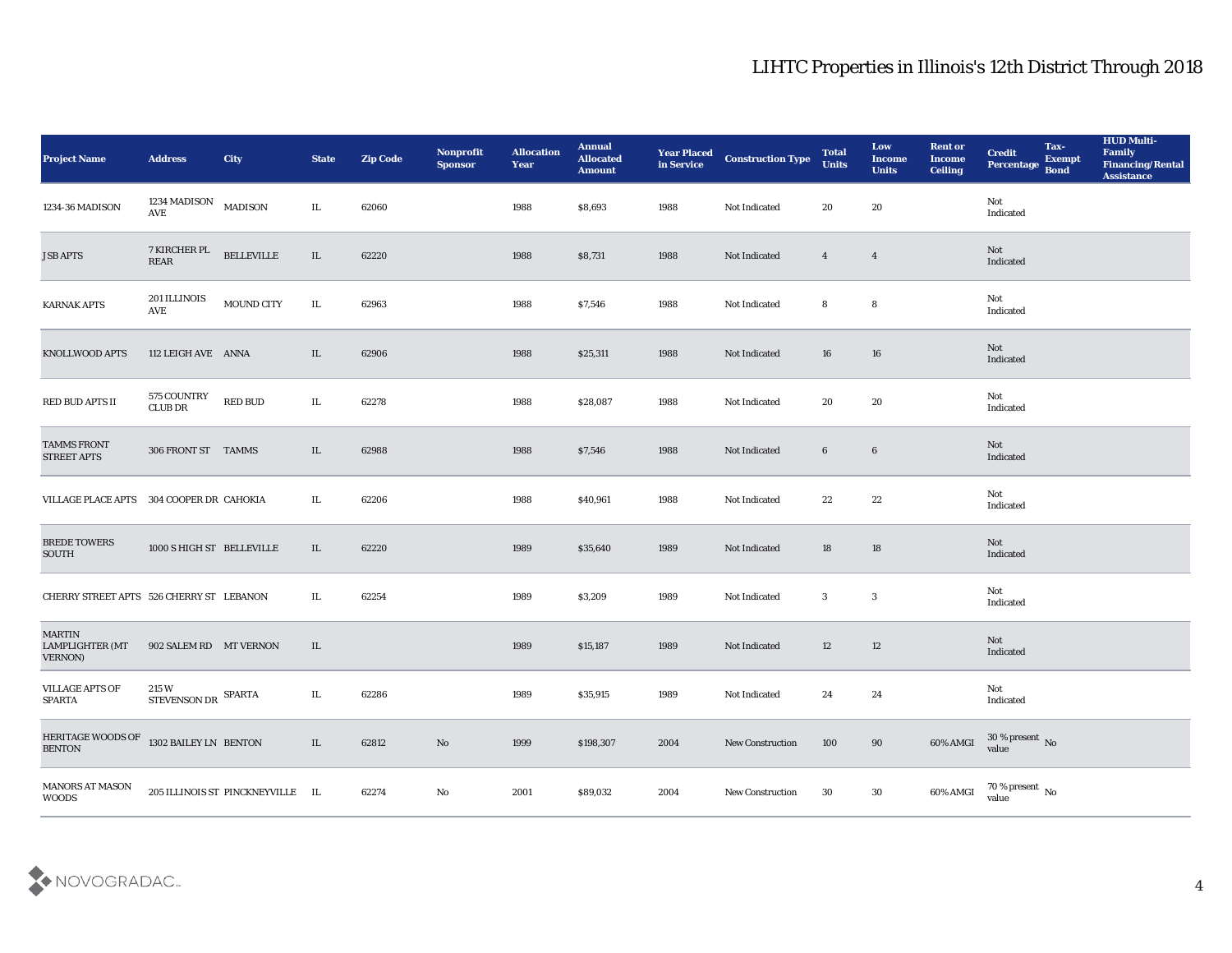# LIHTC Properties in Illinois's 12th District Through 2018

| Project Name | Address | City | State | Zip Code | Nonprofit Sponsor | Allocation Year | Annual Allocated Amount | Year Placed in Service | Construction Type | Total Units | Low Income Units | Rent or Income Ceiling | Credit Percentage | Tax-Exempt Bond | HUD Multi-Family Financing/Rental Assistance |
|---|---|---|---|---|---|---|---|---|---|---|---|---|---|---|---|
| 1234-36 MADISON | 1234 MADISON AVE | MADISON | IL | 62060 | | 1988 | $8,693 | 1988 | Not Indicated | 20 | 20 | | Not Indicated | | |
| J S B APTS | 7 KIRCHER PL REAR | BELLEVILLE | IL | 62220 | | 1988 | $8,731 | 1988 | Not Indicated | 4 | 4 | | Not Indicated | | |
| KARNAK APTS | 201 ILLINOIS AVE | MOUND CITY | IL | 62963 | | 1988 | $7,546 | 1988 | Not Indicated | 8 | 8 | | Not Indicated | | |
| KNOLLWOOD APTS | 112 LEIGH AVE | ANNA | IL | 62906 | | 1988 | $25,311 | 1988 | Not Indicated | 16 | 16 | | Not Indicated | | |
| RED BUD APTS II | 575 COUNTRY CLUB DR | RED BUD | IL | 62278 | | 1988 | $28,087 | 1988 | Not Indicated | 20 | 20 | | Not Indicated | | |
| TAMMS FRONT STREET APTS | 306 FRONT ST | TAMMS | IL | 62988 | | 1988 | $7,546 | 1988 | Not Indicated | 6 | 6 | | Not Indicated | | |
| VILLAGE PLACE APTS | 304 COOPER DR | CAHOKIA | IL | 62206 | | 1988 | $40,961 | 1988 | Not Indicated | 22 | 22 | | Not Indicated | | |
| BREDE TOWERS SOUTH | 1000 S HIGH ST | BELLEVILLE | IL | 62220 | | 1989 | $35,640 | 1989 | Not Indicated | 18 | 18 | | Not Indicated | | |
| CHERRY STREET APTS | 526 CHERRY ST | LEBANON | IL | 62254 | | 1989 | $3,209 | 1989 | Not Indicated | 3 | 3 | | Not Indicated | | |
| MARTIN LAMPLIGHTER (MT VERNON) | 902 SALEM RD | MT VERNON | IL | | | 1989 | $15,187 | 1989 | Not Indicated | 12 | 12 | | Not Indicated | | |
| VILLAGE APTS OF SPARTA | 215 W STEVENSON DR | SPARTA | IL | 62286 | | 1989 | $35,915 | 1989 | Not Indicated | 24 | 24 | | Not Indicated | | |
| HERITAGE WOODS OF BENTON | 1302 BAILEY LN | BENTON | IL | 62812 | No | 1999 | $198,307 | 2004 | New Construction | 100 | 90 | 60% AMGI | 30 % present value | No | |
| MANORS AT MASON WOODS | 205 ILLINOIS ST | PINCKNEYVILLE | IL | 62274 | No | 2001 | $89,032 | 2004 | New Construction | 30 | 30 | 60% AMGI | 70 % present value | No | |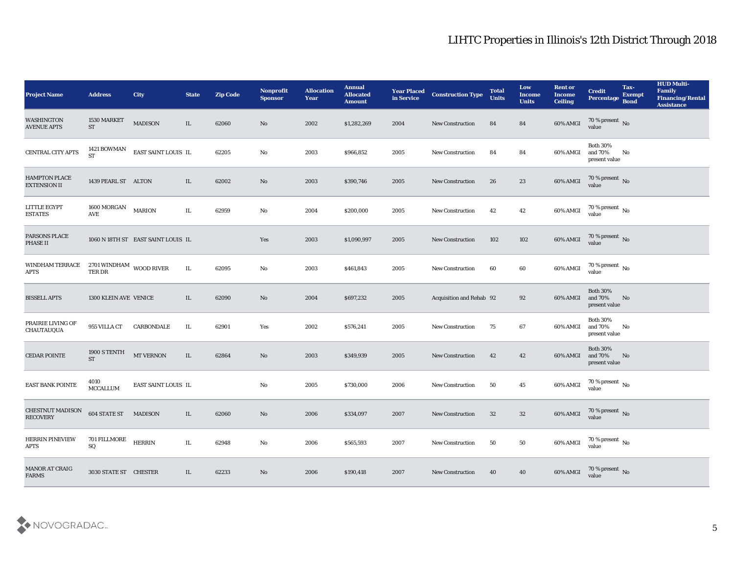# LIHTC Properties in Illinois's 12th District Through 2018

| Project Name | Address | City | State | Zip Code | Nonprofit Sponsor | Allocation Year | Annual Allocated Amount | Year Placed in Service | Construction Type | Total Units | Low Income Units | Rent or Income Ceiling | Credit Percentage | Tax-Exempt Bond | HUD Multi-Family Financing/Rental Assistance |
|---|---|---|---|---|---|---|---|---|---|---|---|---|---|---|---|
| WASHINGTON AVENUE APTS | 1530 MARKET ST | MADISON | IL | 62060 | No | 2002 | $1,282,269 | 2004 | New Construction | 84 | 84 | 60% AMGI | 70 % present value | No | |
| CENTRAL CITY APTS | 1421 BOWMAN ST | EAST SAINT LOUIS | IL | 62205 | No | 2003 | $966,852 | 2005 | New Construction | 84 | 84 | 60% AMGI | Both 30% and 70% present value | No | |
| HAMPTON PLACE EXTENSION II | 1439 PEARL ST | ALTON | IL | 62002 | No | 2003 | $390,746 | 2005 | New Construction | 26 | 23 | 60% AMGI | 70 % present value | No | |
| LITTLE EGYPT ESTATES | 1600 MORGAN AVE | MARION | IL | 62959 | No | 2004 | $200,000 | 2005 | New Construction | 42 | 42 | 60% AMGI | 70 % present value | No | |
| PARSONS PLACE PHASE II | 1060 N 18TH ST | EAST SAINT LOUIS | IL | | Yes | 2003 | $1,090,997 | 2005 | New Construction | 102 | 102 | 60% AMGI | 70 % present value | No | |
| WINDHAM TERRACE APTS | 2701 WINDHAM TER DR | WOOD RIVER | IL | 62095 | No | 2003 | $461,843 | 2005 | New Construction | 60 | 60 | 60% AMGI | 70 % present value | No | |
| BISSELL APTS | 1300 KLEIN AVE | VENICE | IL | 62090 | No | 2004 | $697,232 | 2005 | Acquisition and Rehab | 92 | 92 | 60% AMGI | Both 30% and 70% present value | No | |
| PRAIRIE LIVING OF CHAUTAUQUA | 955 VILLA CT | CARBONDALE | IL | 62901 | Yes | 2002 | $576,241 | 2005 | New Construction | 75 | 67 | 60% AMGI | Both 30% and 70% present value | No | |
| CEDAR POINTE | 1900 S TENTH ST | MT VERNON | IL | 62864 | No | 2003 | $349,939 | 2005 | New Construction | 42 | 42 | 60% AMGI | Both 30% and 70% present value | No | |
| EAST BANK POINTE | 4010 MCCALLUM | EAST SAINT LOUIS | IL | | No | 2005 | $730,000 | 2006 | New Construction | 50 | 45 | 60% AMGI | 70 % present value | No | |
| CHESTNUT MADISON RECOVERY | 604 STATE ST | MADISON | IL | 62060 | No | 2006 | $334,097 | 2007 | New Construction | 32 | 32 | 60% AMGI | 70 % present value | No | |
| HERRIN PINEVIEW APTS | 701 FILLMORE SQ | HERRIN | IL | 62948 | No | 2006 | $565,593 | 2007 | New Construction | 50 | 50 | 60% AMGI | 70 % present value | No | |
| MANOR AT CRAIG FARMS | 3030 STATE ST | CHESTER | IL | 62233 | No | 2006 | $190,418 | 2007 | New Construction | 40 | 40 | 60% AMGI | 70 % present value | No | |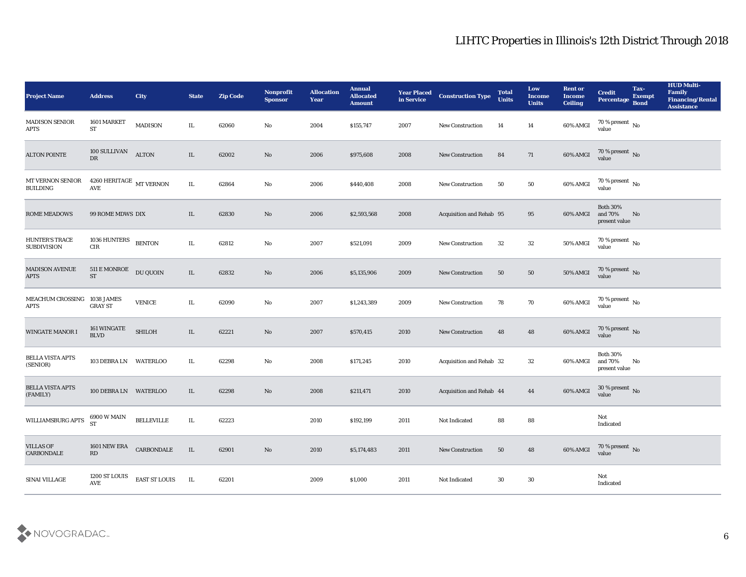# LIHTC Properties in Illinois's 12th District Through 2018

| Project Name | Address | City | State | Zip Code | Nonprofit Sponsor | Allocation Year | Annual Allocated Amount | Year Placed in Service | Construction Type | Total Units | Low Income Units | Rent or Income Ceiling | Credit Percentage | Tax-Exempt Bond | HUD Multi-Family Financing/Rental Assistance |
|---|---|---|---|---|---|---|---|---|---|---|---|---|---|---|---|
| MADISON SENIOR APTS | 1601 MARKET ST | MADISON | IL | 62060 | No | 2004 | $155,747 | 2007 | New Construction | 14 | 14 | 60% AMGI | 70 % present value | No | |
| ALTON POINTE | 100 SULLIVAN DR | ALTON | IL | 62002 | No | 2006 | $975,608 | 2008 | New Construction | 84 | 71 | 60% AMGI | 70 % present value | No | |
| MT VERNON SENIOR BUILDING | 4260 HERITAGE AVE | MT VERNON | IL | 62864 | No | 2006 | $440,408 | 2008 | New Construction | 50 | 50 | 60% AMGI | 70 % present value | No | |
| ROME MEADOWS | 99 ROME MDWS | DIX | IL | 62830 | No | 2006 | $2,593,568 | 2008 | Acquisition and Rehab | 95 | 95 | 60% AMGI | Both 30% and 70% present value | No | |
| HUNTER'S TRACE SUBDIVISION | 1036 HUNTERS CIR | BENTON | IL | 62812 | No | 2007 | $521,091 | 2009 | New Construction | 32 | 32 | 50% AMGI | 70 % present value | No | |
| MADISON AVENUE APTS | 511 E MONROE ST | DU QUOIN | IL | 62832 | No | 2006 | $5,135,906 | 2009 | New Construction | 50 | 50 | 50% AMGI | 70 % present value | No | |
| MEACHUM CROSSING APTS | 1038 JAMES GRAY ST | VENICE | IL | 62090 | No | 2007 | $1,243,389 | 2009 | New Construction | 78 | 70 | 60% AMGI | 70 % present value | No | |
| WINGATE MANOR I | 161 WINGATE BLVD | SHILOH | IL | 62221 | No | 2007 | $570,415 | 2010 | New Construction | 48 | 48 | 60% AMGI | 70 % present value | No | |
| BELLA VISTA APTS (SENIOR) | 103 DEBRA LN | WATERLOO | IL | 62298 | No | 2008 | $171,245 | 2010 | Acquisition and Rehab | 32 | 32 | 60% AMGI | Both 30% and 70% present value | No | |
| BELLA VISTA APTS (FAMILY) | 100 DEBRA LN | WATERLOO | IL | 62298 | No | 2008 | $211,471 | 2010 | Acquisition and Rehab | 44 | 44 | 60% AMGI | 30 % present value | No | |
| WILLIAMSBURG APTS | 6900 W MAIN ST | BELLEVILLE | IL | 62223 | | 2010 | $192,199 | 2011 | Not Indicated | 88 | 88 | | Not Indicated | | |
| VILLAS OF CARBONDALE | 1601 NEW ERA RD | CARBONDALE | IL | 62901 | No | 2010 | $5,174,483 | 2011 | New Construction | 50 | 48 | 60% AMGI | 70 % present value | No | |
| SINAI VILLAGE | 1200 ST LOUIS AVE | EAST ST LOUIS | IL | 62201 | | 2009 | $1,000 | 2011 | Not Indicated | 30 | 30 | | Not Indicated | | |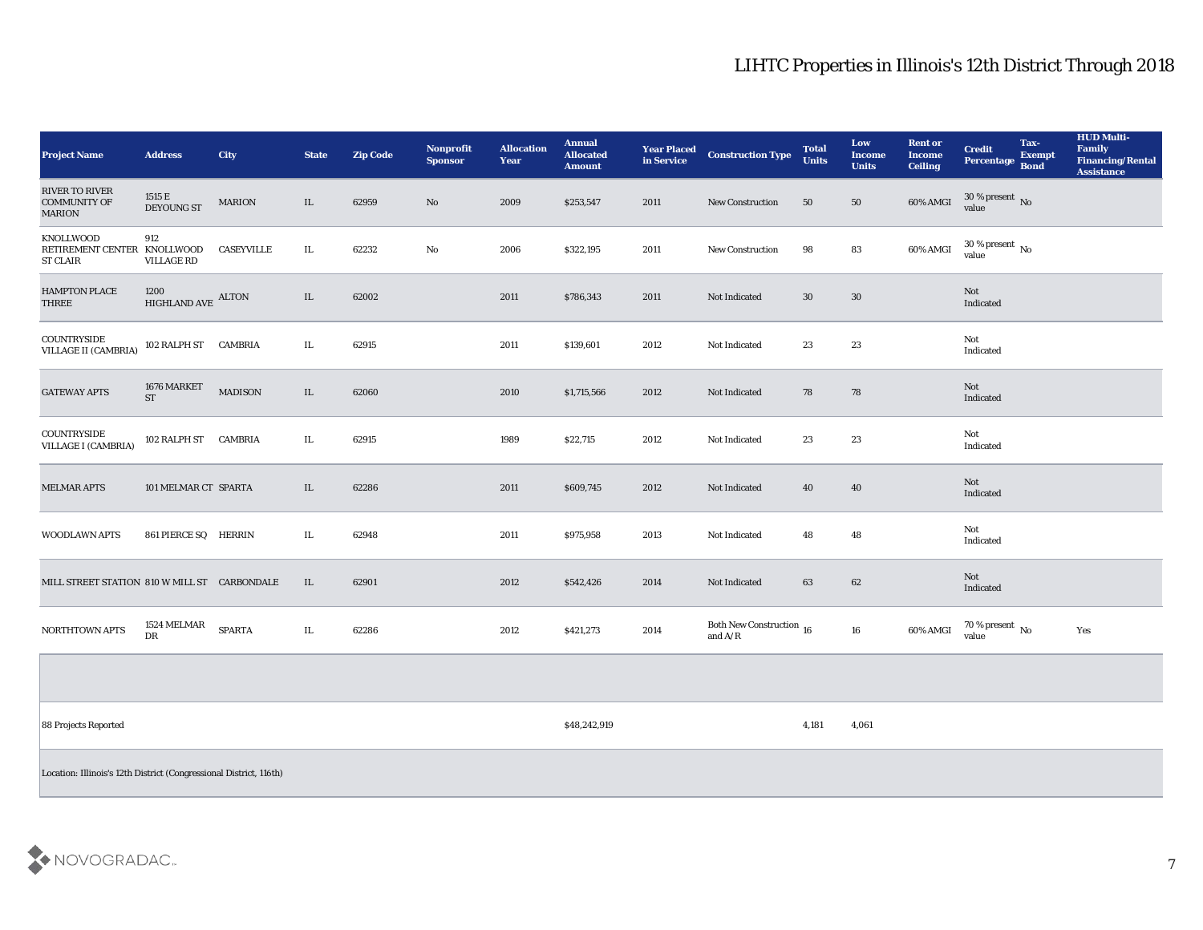# LIHTC Properties in Illinois's 12th District Through 2018

| Project Name | Address | City | State | Zip Code | Nonprofit Sponsor | Allocation Year | Annual Allocated Amount | Year Placed in Service | Construction Type | Total Units | Low Income Units | Rent or Income Ceiling | Credit Percentage | Tax-Exempt Bond | HUD Multi-Family Financing/Rental Assistance |
|---|---|---|---|---|---|---|---|---|---|---|---|---|---|---|---|
| RIVER TO RIVER COMMUNITY OF MARION | 1515 E DEYOUNG ST | MARION | IL | 62959 | No | 2009 | $253,547 | 2011 | New Construction | 50 | 50 | 60% AMGI | 30 % present value | No | |
| KNOLLWOOD RETIREMENT CENTER ST CLAIR | 912 KNOLLWOOD VILLAGE RD | CASEYVILLE | IL | 62232 | No | 2006 | $322,195 | 2011 | New Construction | 98 | 83 | 60% AMGI | 30 % present value | No | |
| HAMPTON PLACE THREE | 1200 HIGHLAND AVE | ALTON | IL | 62002 | | 2011 | $786,343 | 2011 | Not Indicated | 30 | 30 | | Not Indicated | | |
| COUNTRYSIDE VILLAGE II (CAMBRIA) | 102 RALPH ST | CAMBRIA | IL | 62915 | | 2011 | $139,601 | 2012 | Not Indicated | 23 | 23 | | Not Indicated | | |
| GATEWAY APTS | 1676 MARKET ST | MADISON | IL | 62060 | | 2010 | $1,715,566 | 2012 | Not Indicated | 78 | 78 | | Not Indicated | | |
| COUNTRYSIDE VILLAGE I (CAMBRIA) | 102 RALPH ST | CAMBRIA | IL | 62915 | | 1989 | $22,715 | 2012 | Not Indicated | 23 | 23 | | Not Indicated | | |
| MELMAR APTS | 101 MELMAR CT | SPARTA | IL | 62286 | | 2011 | $609,745 | 2012 | Not Indicated | 40 | 40 | | Not Indicated | | |
| WOODLAWN APTS | 861 PIERCE SQ | HERRIN | IL | 62948 | | 2011 | $975,958 | 2013 | Not Indicated | 48 | 48 | | Not Indicated | | |
| MILL STREET STATION | 810 W MILL ST | CARBONDALE | IL | 62901 | | 2012 | $542,426 | 2014 | Not Indicated | 63 | 62 | | Not Indicated | | |
| NORTHTOWN APTS | 1524 MELMAR DR | SPARTA | IL | 62286 | | 2012 | $421,273 | 2014 | Both New Construction and A/R | 16 | 16 | 60% AMGI | 70 % present value | No | Yes |
| | | | | | | | | | | | | | | | |
| 88 Projects Reported | | | | | | | $48,242,919 | | | 4,181 | 4,061 | | | | |
| Location: Illinois's 12th District (Congressional District, 116th) | | | | | | | | | | | | | | | |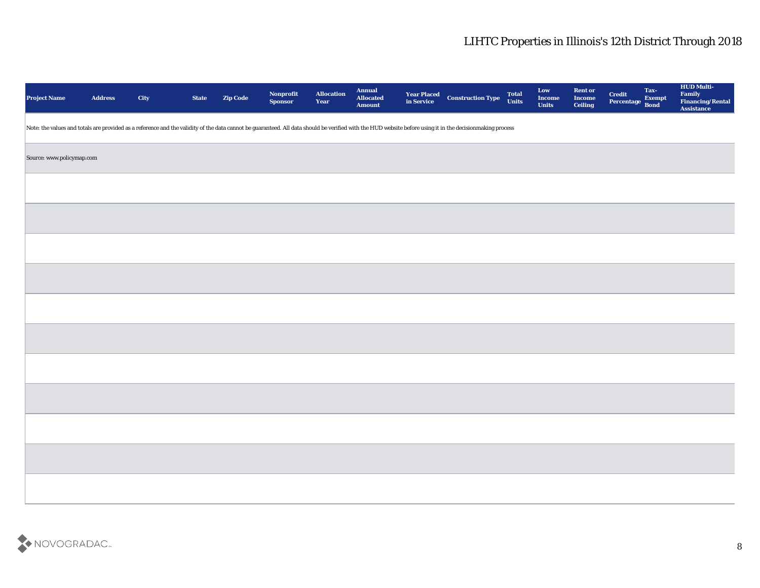# LIHTC Properties in Illinois's 12th District Through 2018

| Project Name | Address | City | State | Zip Code | Nonprofit Sponsor | Allocation Year | Annual Allocated Amount | Year Placed in Service | Construction Type | Total Units | Low Income Units | Rent or Income Ceiling | Credit Percentage | Tax-Exempt Bond | HUD Multi-Family Financing/Rental Assistance |
|---|---|---|---|---|---|---|---|---|---|---|---|---|---|---|---|

Note: the values and totals are provided as a reference and the validity of the data cannot be guaranteed. All data should be verified with the HUD website before using it in the decisionmaking process

Source: www.policymap.com